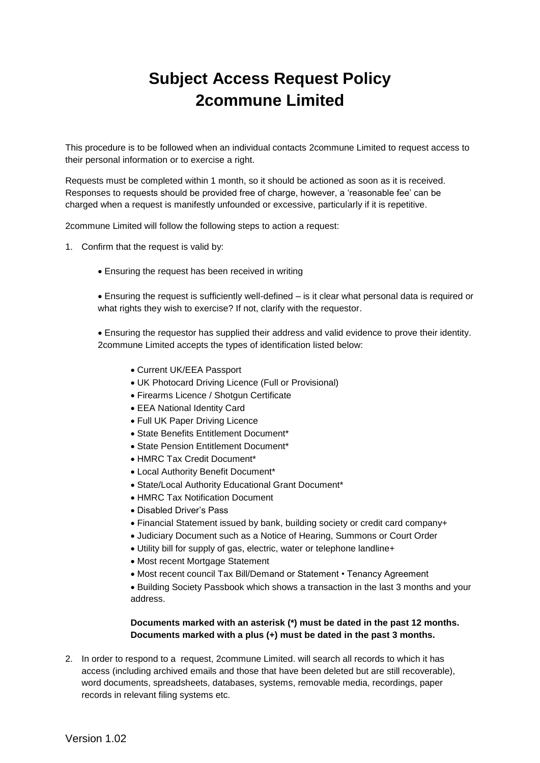# Subject Access Request Policy
# 2commune Limited

This procedure is to be followed when an individual contacts 2commune Limited to request access to their personal information or to exercise a right.

Requests must be completed within 1 month, so it should be actioned as soon as it is received. Responses to requests should be provided free of charge, however, a 'reasonable fee' can be charged when a request is manifestly unfounded or excessive, particularly if it is repetitive.

2commune Limited will follow the following steps to action a request:

1. Confirm that the request is valid by:

   - Ensuring the request has been received in writing

   - Ensuring the request is sufficiently well-defined – is it clear what personal data is required or what rights they wish to exercise? If not, clarify with the requestor.

   - Ensuring the requestor has supplied their address and valid evidence to prove their identity. 2commune Limited accepts the types of identification listed below:

     - Current UK/EEA Passport
     - UK Photocard Driving Licence (Full or Provisional)
     - Firearms Licence / Shotgun Certificate
     - EEA National Identity Card
     - Full UK Paper Driving Licence
     - State Benefits Entitlement Document*
     - State Pension Entitlement Document*
     - HMRC Tax Credit Document*
     - Local Authority Benefit Document*
     - State/Local Authority Educational Grant Document*
     - HMRC Tax Notification Document
     - Disabled Driver's Pass
     - Financial Statement issued by bank, building society or credit card company+
     - Judiciary Document such as a Notice of Hearing, Summons or Court Order
     - Utility bill for supply of gas, electric, water or telephone landline+
     - Most recent Mortgage Statement
     - Most recent council Tax Bill/Demand or Statement • Tenancy Agreement
     - Building Society Passbook which shows a transaction in the last 3 months and your address.

     **Documents marked with an asterisk (*) must be dated in the past 12 months.**
     **Documents marked with a plus (+) must be dated in the past 3 months.**

2. In order to respond to a request, 2commune Limited. will search all records to which it has access (including archived emails and those that have been deleted but are still recoverable), word documents, spreadsheets, databases, systems, removable media, recordings, paper records in relevant filing systems etc.

Version 1.02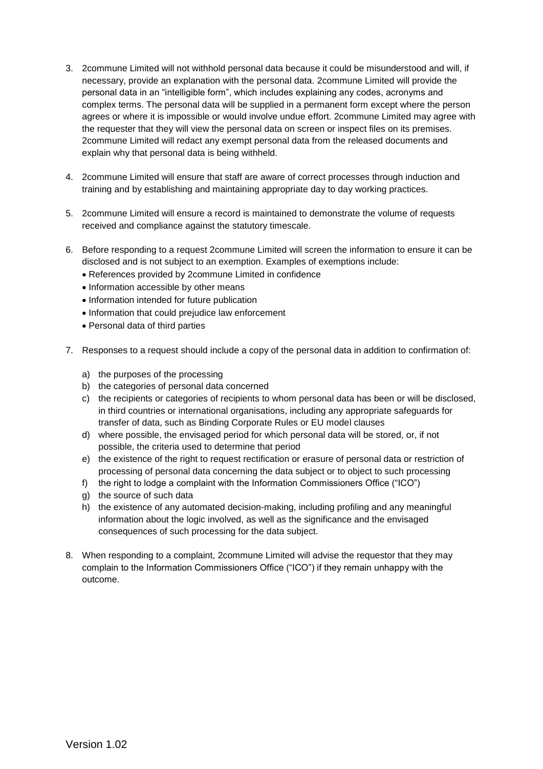3. 2commune Limited will not withhold personal data because it could be misunderstood and will, if necessary, provide an explanation with the personal data. 2commune Limited will provide the personal data in an "intelligible form", which includes explaining any codes, acronyms and complex terms. The personal data will be supplied in a permanent form except where the person agrees or where it is impossible or would involve undue effort. 2commune Limited may agree with the requester that they will view the personal data on screen or inspect files on its premises. 2commune Limited will redact any exempt personal data from the released documents and explain why that personal data is being withheld.

4. 2commune Limited will ensure that staff are aware of correct processes through induction and training and by establishing and maintaining appropriate day to day working practices.

5. 2commune Limited will ensure a record is maintained to demonstrate the volume of requests received and compliance against the statutory timescale.

6. Before responding to a request 2commune Limited will screen the information to ensure it can be disclosed and is not subject to an exemption. Examples of exemptions include:
   - References provided by 2commune Limited in confidence
   - Information accessible by other means
   - Information intended for future publication
   - Information that could prejudice law enforcement
   - Personal data of third parties

7. Responses to a request should include a copy of the personal data in addition to confirmation of:

   a) the purposes of the processing
   b) the categories of personal data concerned
   c) the recipients or categories of recipients to whom personal data has been or will be disclosed, in third countries or international organisations, including any appropriate safeguards for transfer of data, such as Binding Corporate Rules or EU model clauses
   d) where possible, the envisaged period for which personal data will be stored, or, if not possible, the criteria used to determine that period
   e) the existence of the right to request rectification or erasure of personal data or restriction of processing of personal data concerning the data subject or to object to such processing
   f) the right to lodge a complaint with the Information Commissioners Office ("ICO")
   g) the source of such data
   h) the existence of any automated decision-making, including profiling and any meaningful information about the logic involved, as well as the significance and the envisaged consequences of such processing for the data subject.

8. When responding to a complaint, 2commune Limited will advise the requestor that they may complain to the Information Commissioners Office ("ICO") if they remain unhappy with the outcome.

Version 1.02